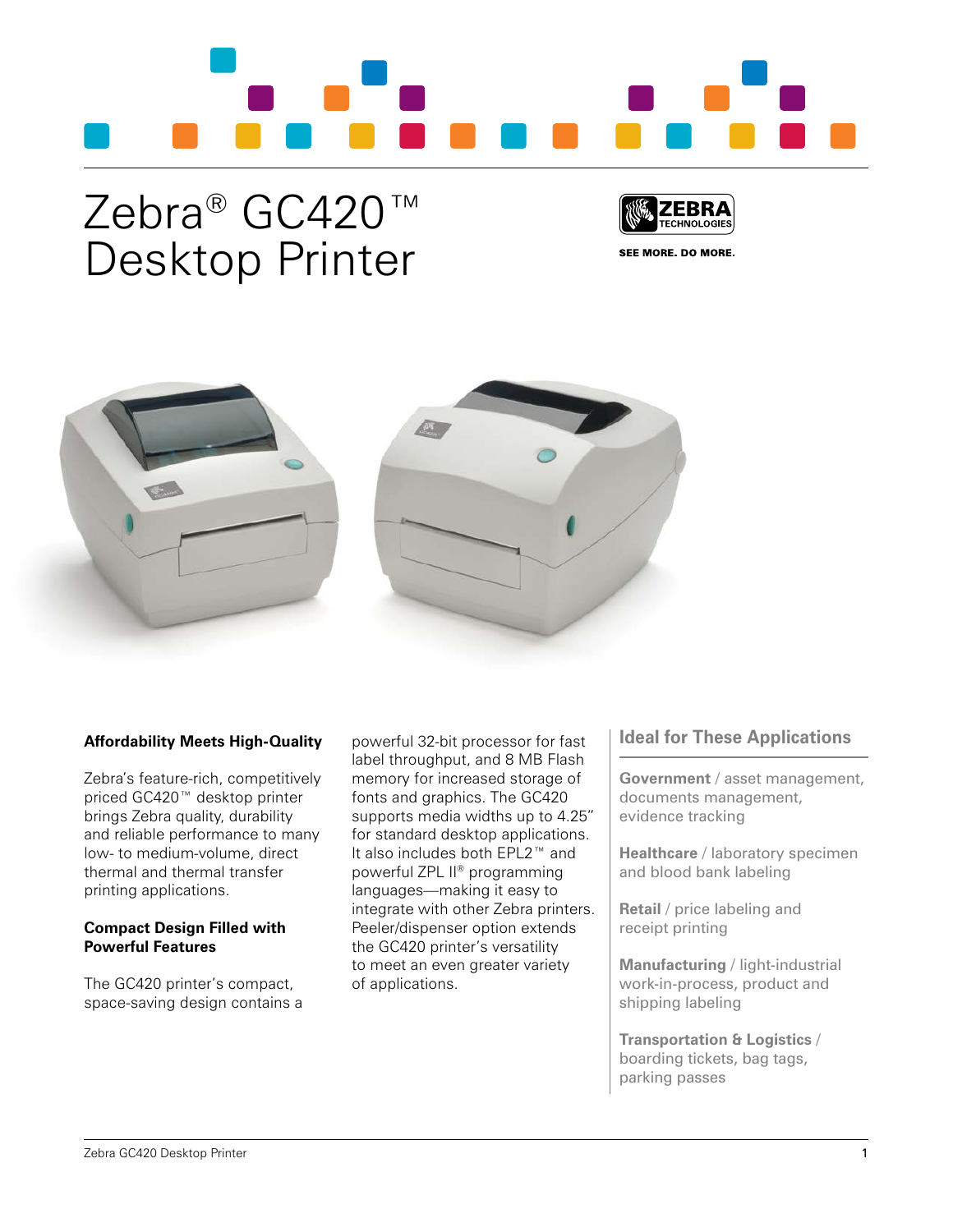# Zebra® GC420™ Desktop Printer

SEE MORE. DO MORE.

## Affordability Meets High-Quality

Zebra's feature-rich, competitively priced GC420™ desktop printer brings Zebra quality, durability and reliable performance to many low- to medium-volume, direct thermal and thermal transfer printing applications.

## Compact Design Filled with Powerful Features

The GC420 printer's compact, space-saving design contains a powerful 32-bit processor for fast label throughput, and 8 MB Flash memory for increased storage of fonts and graphics. The GC420 supports media widths up to 4.25" for standard desktop applications. It also includes both EPL2™ and powerful ZPL II® programming languages—making it easy to integrate with other Zebra printers. Peeler/dispenser option extends the GC420 printer's versatility to meet an even greater variety of applications.

## Ideal for These Applications

**Government** / asset management, documents management, evidence tracking

**Healthcare** / laboratory specimen and blood bank labeling

**Retail** / price labeling and receipt printing

**Manufacturing** / light-industrial work-in-process, product and shipping labeling

**Transportation & Logistics** / boarding tickets, bag tags, parking passes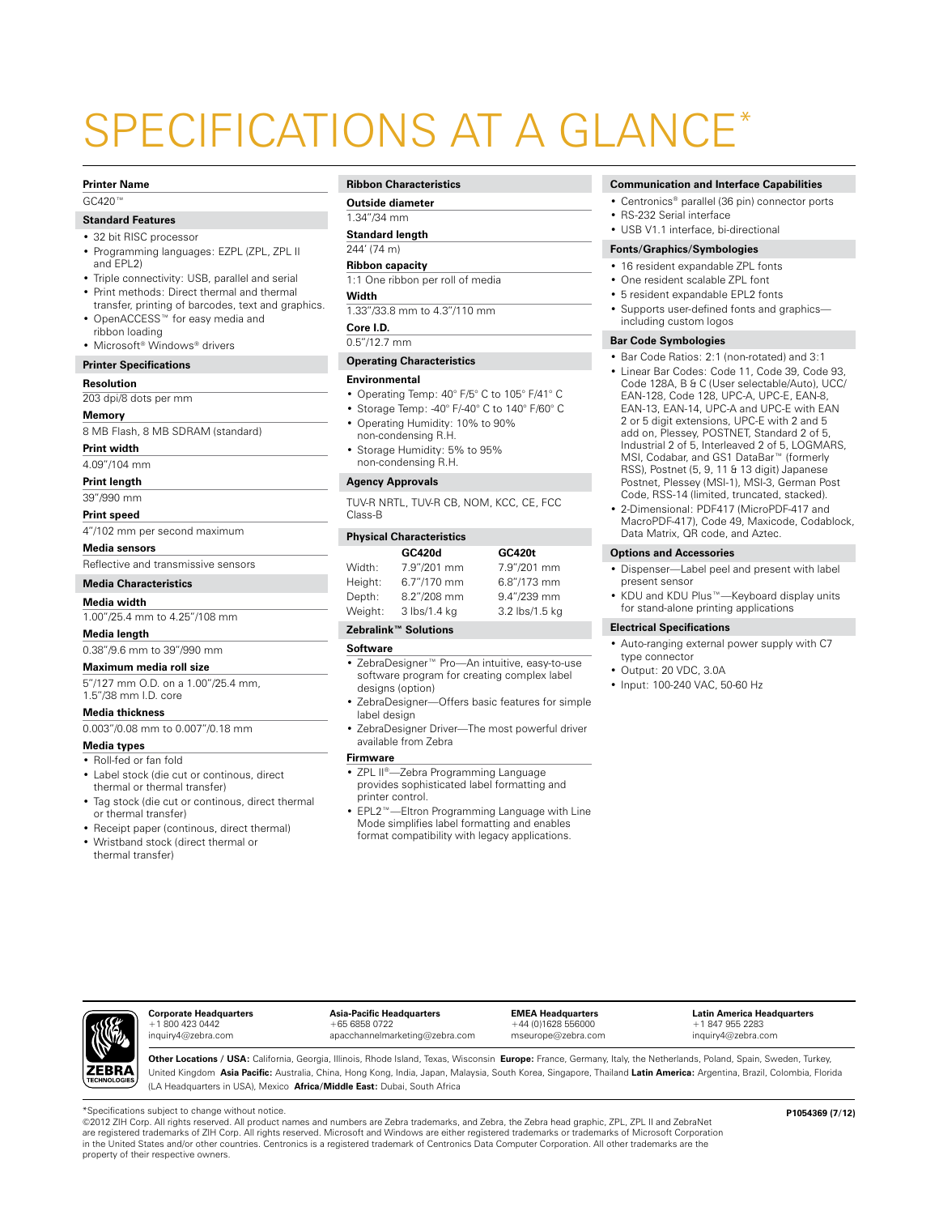# SPECIFICATIONS AT A GLANCE*

**Printer Name**

GC420™

## Standard Features

- 32 bit RISC processor
- Programming languages: EZPL (ZPL, ZPL II and EPL2)
- Triple connectivity: USB, parallel and serial
- Print methods: Direct thermal and thermal transfer, printing of barcodes, text and graphics.
- OpenACCESS™ for easy media and ribbon loading
- Microsoft® Windows® drivers

## Printer Specifications

**Resolution**

203 dpi/8 dots per mm

**Memory**

8 MB Flash, 8 MB SDRAM (standard)

**Print width**

4.09"/104 mm

**Print length**

39"/990 mm

**Print speed**

4"/102 mm per second maximum

**Media sensors**

Reflective and transmissive sensors

## Media Characteristics

**Media width**

1.00"/25.4 mm to 4.25"/108 mm

**Media length**

0.38"/9.6 mm to 39"/990 mm

**Maximum media roll size**

5"/127 mm O.D. on a 1.00"/25.4 mm, 1.5"/38 mm I.D. core

**Media thickness**

0.003"/0.08 mm to 0.007"/0.18 mm

**Media types**

- Roll-fed or fan fold
- Label stock (die cut or continous, direct thermal or thermal transfer)
- Tag stock (die cut or continous, direct thermal or thermal transfer)
- Receipt paper (continous, direct thermal)
- Wristband stock (direct thermal or thermal transfer)

## Ribbon Characteristics

**Outside diameter**

1.34"/34 mm

**Standard length**

244' (74 m)

**Ribbon capacity**

1:1 One ribbon per roll of media

**Width**

1.33"/33.8 mm to 4.3"/110 mm

**Core I.D.**

0.5"/12.7 mm

## Operating Characteristics

**Environmental**

- Operating Temp: 40° F/5° C to 105° F/41° C
- Storage Temp: -40° F/-40° C to 140° F/60° C
- Operating Humidity: 10% to 90% non-condensing R.H.
- Storage Humidity: 5% to 95% non-condensing R.H.

## Agency Approvals

TUV-R NRTL, TUV-R CB, NOM, KCC, CE, FCC Class-B

## Physical Characteristics

| | GC420d | GC420t |
|---|---|---|
| Width: | 7.9"/201 mm | 7.9"/201 mm |
| Height: | 6.7"/170 mm | 6.8"/173 mm |
| Depth: | 8.2"/208 mm | 9.4"/239 mm |
| Weight: | 3 lbs/1.4 kg | 3.2 lbs/1.5 kg |

## Zebralink™ Solutions

**Software**

- ZebraDesigner™ Pro—An intuitive, easy-to-use software program for creating complex label designs (option)
- ZebraDesigner—Offers basic features for simple label design
- ZebraDesigner Driver—The most powerful driver available from Zebra

**Firmware**

- ZPL II®—Zebra Programming Language provides sophisticated label formatting and printer control.
- EPL2™—Eltron Programming Language with Line Mode simplifies label formatting and enables format compatibility with legacy applications.

## Communication and Interface Capabilities

- Centronics® parallel (36 pin) connector ports
- RS-232 Serial interface
- USB V1.1 interface, bi-directional

## Fonts/Graphics/Symbologies

- 16 resident expandable ZPL fonts
- One resident scalable ZPL font
- 5 resident expandable EPL2 fonts
- Supports user-defined fonts and graphics—including custom logos

## Bar Code Symbologies

- Bar Code Ratios: 2:1 (non-rotated) and 3:1
- Linear Bar Codes: Code 11, Code 39, Code 93, Code 128A, B & C (User selectable/Auto), UCC/EAN-128, Code 128, UPC-A, UPC-E, EAN-8, EAN-13, EAN-14, UPC-A and UPC-E with EAN 2 or 5 digit extensions, UPC-E with 2 and 5 add on, Plessey, POSTNET, Standard 2 of 5, Industrial 2 of 5, Interleaved 2 of 5, LOGMARS, MSI, Codabar, and GS1 DataBar™ (formerly RSS), Postnet (5, 9, 11 & 13 digit) Japanese Postnet, Plessey (MSI-1), MSI-3, German Post Code, RSS-14 (limited, truncated, stacked).
- 2-Dimensional: PDF417 (MicroPDF-417 and MacroPDF-417), Code 49, Maxicode, Codablock, Data Matrix, QR code, and Aztec.

## Options and Accessories

- Dispenser—Label peel and present with label present sensor
- KDU and KDU Plus™—Keyboard display units for stand-alone printing applications

## Electrical Specifications

- Auto-ranging external power supply with C7 type connector
- Output: 20 VDC, 3.0A
- Input: 100-240 VAC, 50-60 Hz

**Corporate Headquarters**
+1 800 423 0442
inquiry4@zebra.com

**Asia-Pacific Headquarters**
+65 6858 0722
apacchannelmarketing@zebra.com

**EMEA Headquarters**
+44 (0)1628 556000
mseurope@zebra.com

**Latin America Headquarters**
+1 847 955 2283
inquiry4@zebra.com

**Other Locations / USA:** California, Georgia, Illinois, Rhode Island, Texas, Wisconsin **Europe:** France, Germany, Italy, the Netherlands, Poland, Spain, Sweden, Turkey, United Kingdom **Asia Pacific:** Australia, China, Hong Kong, India, Japan, Malaysia, South Korea, Singapore, Thailand **Latin America:** Argentina, Brazil, Colombia, Florida (LA Headquarters in USA), Mexico **Africa/Middle East:** Dubai, South Africa

*Specifications subject to change without notice.
©2012 ZIH Corp. All product names and numbers are Zebra trademarks, and Zebra, the Zebra head graphic, ZPL, ZPL II and ZebraNet are registered trademarks of ZIH Corp. All rights reserved. Microsoft and Windows are either registered trademarks or trademarks of Microsoft Corporation in the United States and/or other countries. Centronics is a registered trademark of Centronics Data Computer Corporation. All other trademarks are the property of their respective owners.

**P1054369 (7/12)**